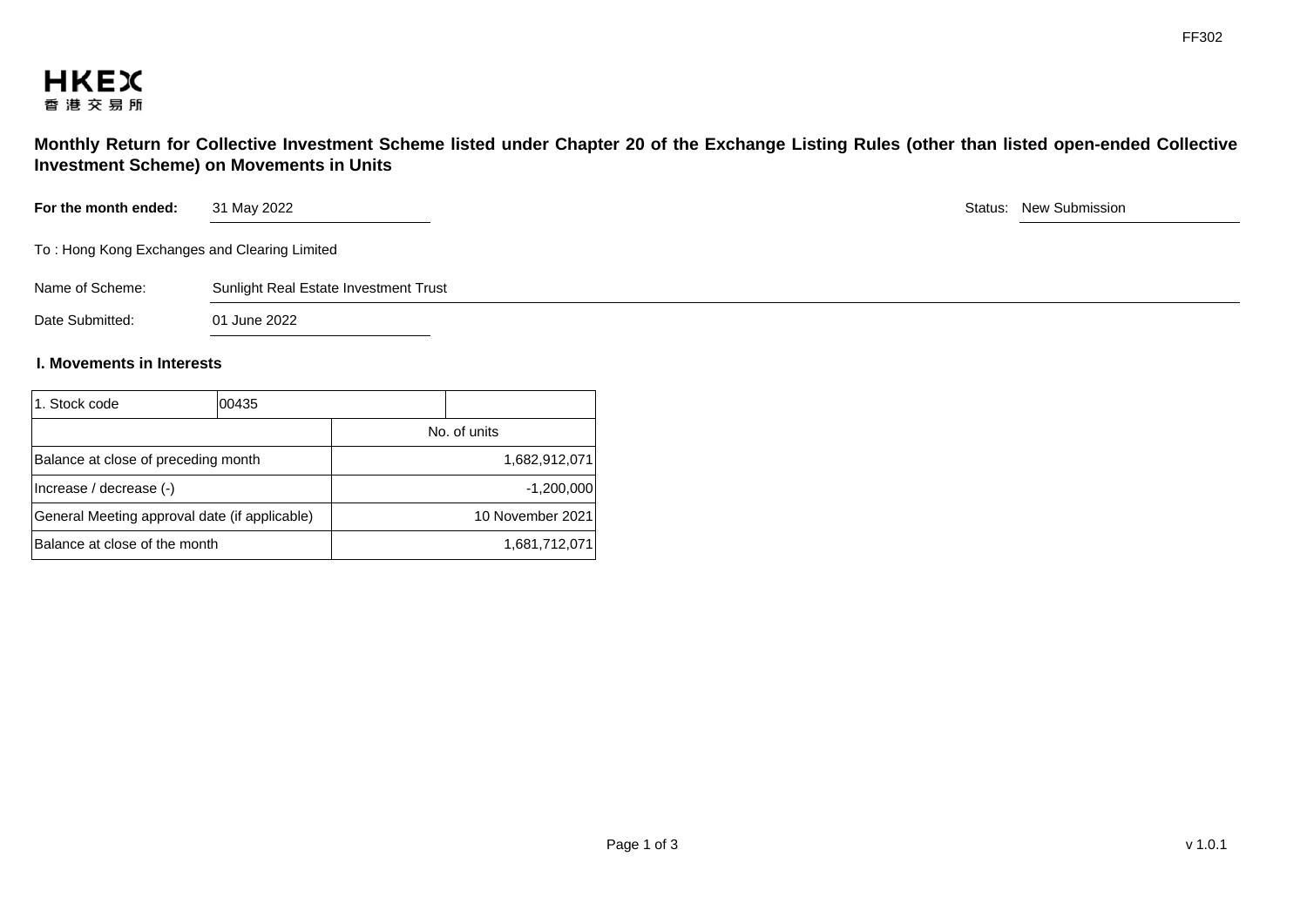FF302

HKEX
香港交易所

# Monthly Return for Collective Investment Scheme listed under Chapter 20 of the Exchange Listing Rules (other than listed open-ended Collective Investment Scheme) on Movements in Units

**For the month ended:** 31 May 2022

Status: New Submission

To : Hong Kong Exchanges and Clearing Limited

Name of Scheme: Sunlight Real Estate Investment Trust

Date Submitted: 01 June 2022

## I. Movements in Interests

| 1. Stock code | 00435 |
|---|---|
| | No. of units |
| Balance at close of preceding month | 1,682,912,071 |
| Increase / decrease (-) | -1,200,000 |
| General Meeting approval date (if applicable) | 10 November 2021 |
| Balance at close of the month | 1,681,712,071 |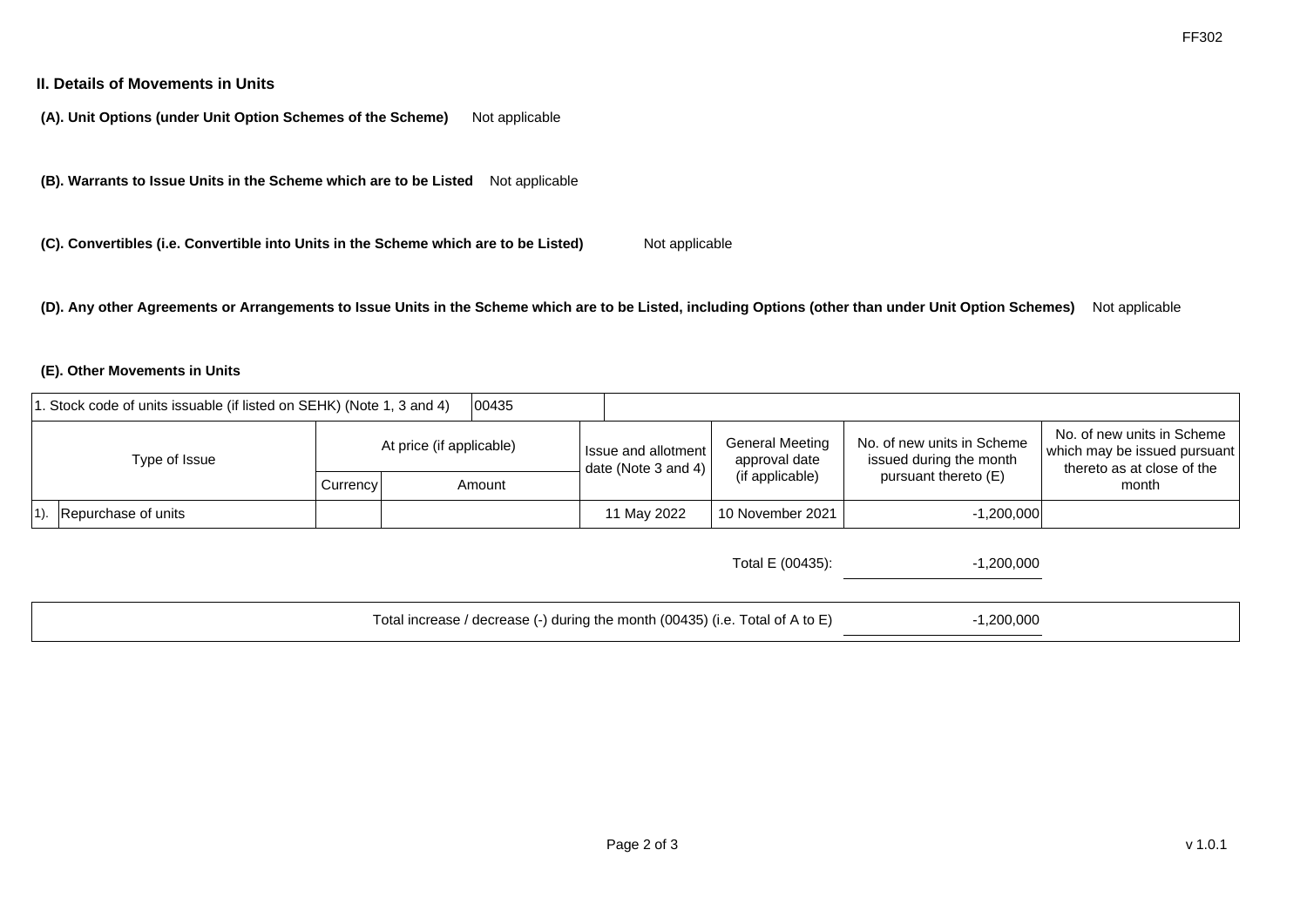## II. Details of Movements in Units

**(A). Unit Options (under Unit Option Schemes of the Scheme)** Not applicable

**(B). Warrants to Issue Units in the Scheme which are to be Listed** Not applicable

**(C). Convertibles (i.e. Convertible into Units in the Scheme which are to be Listed)** Not applicable

**(D). Any other Agreements or Arrangements to Issue Units in the Scheme which are to be Listed, including Options (other than under Unit Option Schemes)** Not applicable

**(E). Other Movements in Units**

| 1. Stock code of units issuable (if listed on SEHK) (Note 1, 3 and 4) | | 00435 | | | | |
|---|---|---|---|---|---|---|
| Type of Issue | At price (if applicable) | | Issue and allotment date (Note 3 and 4) | General Meeting approval date (if applicable) | No. of new units in Scheme issued during the month pursuant thereto (E) | No. of new units in Scheme which may be issued pursuant thereto as at close of the month |
| | Currency | Amount | | | | |
| 1). Repurchase of units | | | 11 May 2022 | 10 November 2021 | -1,200,000 | |

Total E (00435): -1,200,000

Total increase / decrease (-) during the month (00435) (i.e. Total of A to E) -1,200,000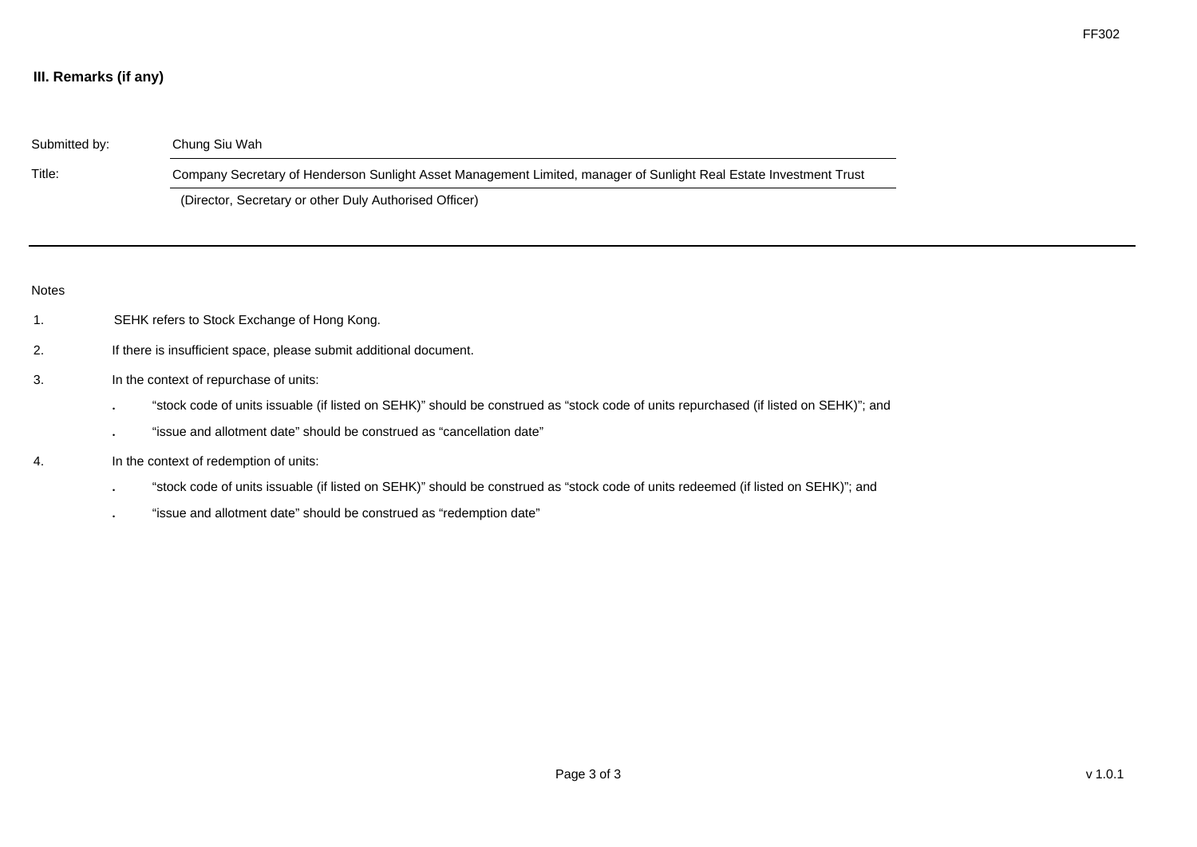### III. Remarks (if any)

| | |
|---|---|
| Submitted by: | Chung Siu Wah |
| Title: | Company Secretary of Henderson Sunlight Asset Management Limited, manager of Sunlight Real Estate Investment Trust |
| | (Director, Secretary or other Duly Authorised Officer) |

---

Notes

1. SEHK refers to Stock Exchange of Hong Kong.
2. If there is insufficient space, please submit additional document.
3. In the context of repurchase of units:
   - "stock code of units issuable (if listed on SEHK)" should be construed as "stock code of units repurchased (if listed on SEHK)"; and
   - "issue and allotment date" should be construed as "cancellation date"
4. In the context of redemption of units:
   - "stock code of units issuable (if listed on SEHK)" should be construed as "stock code of units redeemed (if listed on SEHK)"; and
   - "issue and allotment date" should be construed as "redemption date"